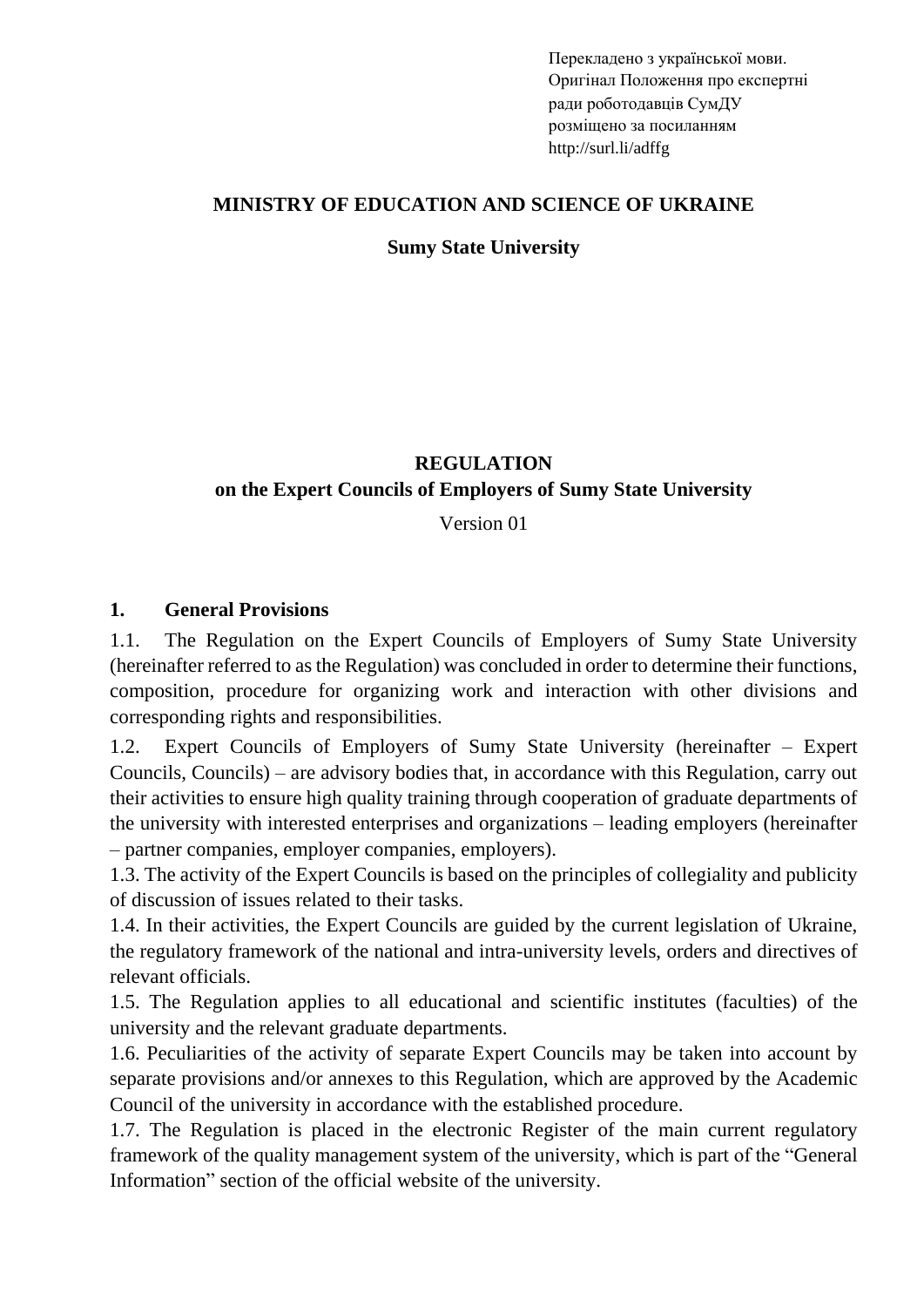Перекладено з української мови.
Оригінал Положення про експертні
ради роботодавців СумДУ
розміщено за посиланням
http://surl.li/adffg

**MINISTRY OF EDUCATION AND SCIENCE OF UKRAINE**

**Sumy State University**

# REGULATION
## on the Expert Councils of Employers of Sumy State University

Version 01

## 1. General Provisions

1.1. The Regulation on the Expert Councils of Employers of Sumy State University (hereinafter referred to as the Regulation) was concluded in order to determine their functions, composition, procedure for organizing work and interaction with other divisions and corresponding rights and responsibilities.

1.2. Expert Councils of Employers of Sumy State University (hereinafter – Expert Councils, Councils) – are advisory bodies that, in accordance with this Regulation, carry out their activities to ensure high quality training through cooperation of graduate departments of the university with interested enterprises and organizations – leading employers (hereinafter – partner companies, employer companies, employers).

1.3. The activity of the Expert Councils is based on the principles of collegiality and publicity of discussion of issues related to their tasks.

1.4. In their activities, the Expert Councils are guided by the current legislation of Ukraine, the regulatory framework of the national and intra-university levels, orders and directives of relevant officials.

1.5. The Regulation applies to all educational and scientific institutes (faculties) of the university and the relevant graduate departments.

1.6. Peculiarities of the activity of separate Expert Councils may be taken into account by separate provisions and/or annexes to this Regulation, which are approved by the Academic Council of the university in accordance with the established procedure.

1.7. The Regulation is placed in the electronic Register of the main current regulatory framework of the quality management system of the university, which is part of the “General Information” section of the official website of the university.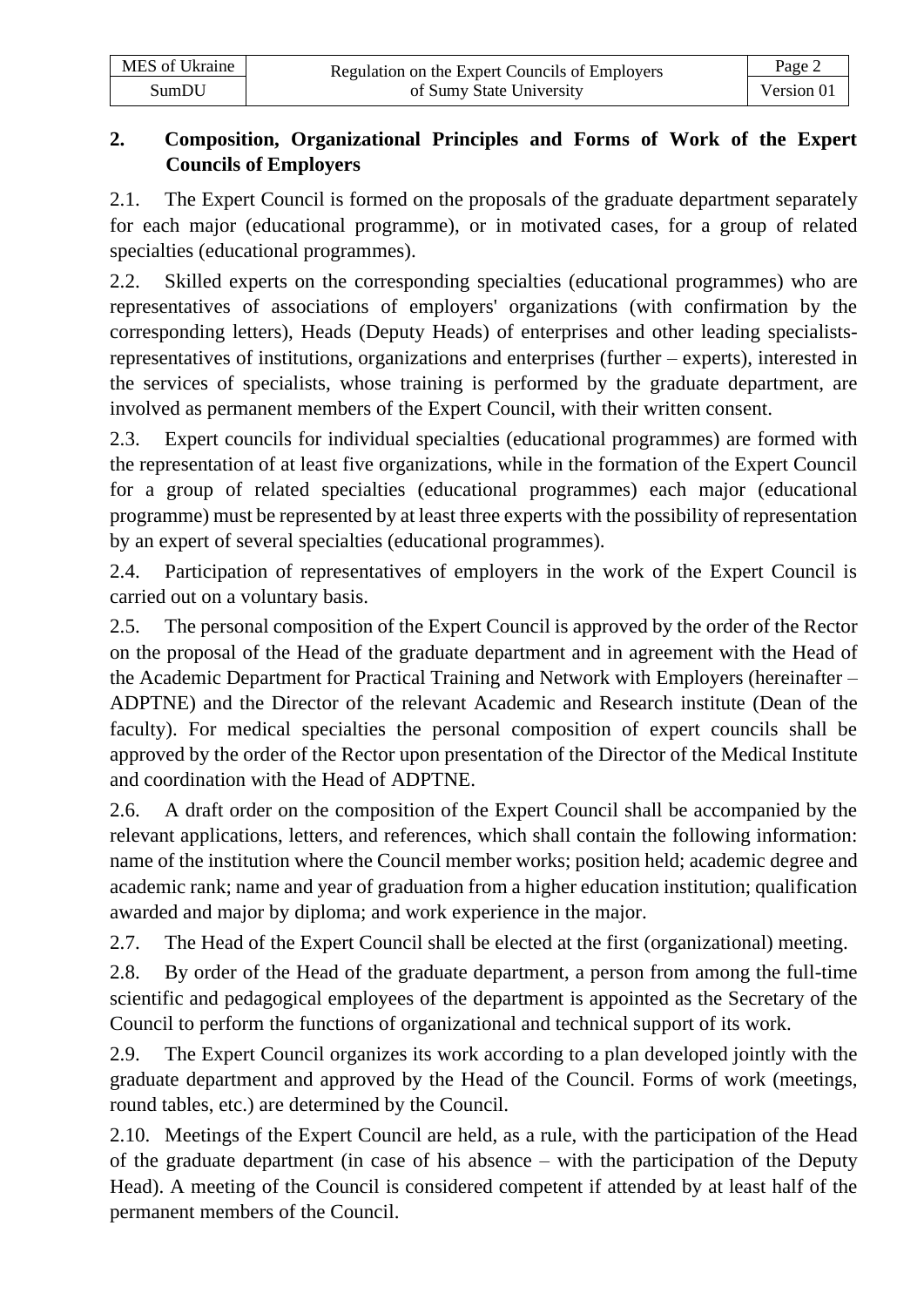## 2. Composition, Organizational Principles and Forms of Work of the Expert Councils of Employers

2.1. The Expert Council is formed on the proposals of the graduate department separately for each major (educational programme), or in motivated cases, for a group of related specialties (educational programmes).

2.2. Skilled experts on the corresponding specialties (educational programmes) who are representatives of associations of employers' organizations (with confirmation by the corresponding letters), Heads (Deputy Heads) of enterprises and other leading specialists-representatives of institutions, organizations and enterprises (further – experts), interested in the services of specialists, whose training is performed by the graduate department, are involved as permanent members of the Expert Council, with their written consent.

2.3. Expert councils for individual specialties (educational programmes) are formed with the representation of at least five organizations, while in the formation of the Expert Council for a group of related specialties (educational programmes) each major (educational programme) must be represented by at least three experts with the possibility of representation by an expert of several specialties (educational programmes).

2.4. Participation of representatives of employers in the work of the Expert Council is carried out on a voluntary basis.

2.5. The personal composition of the Expert Council is approved by the order of the Rector on the proposal of the Head of the graduate department and in agreement with the Head of the Academic Department for Practical Training and Network with Employers (hereinafter – ADPTNE) and the Director of the relevant Academic and Research institute (Dean of the faculty). For medical specialties the personal composition of expert councils shall be approved by the order of the Rector upon presentation of the Director of the Medical Institute and coordination with the Head of ADPTNE.

2.6. A draft order on the composition of the Expert Council shall be accompanied by the relevant applications, letters, and references, which shall contain the following information: name of the institution where the Council member works; position held; academic degree and academic rank; name and year of graduation from a higher education institution; qualification awarded and major by diploma; and work experience in the major.

2.7. The Head of the Expert Council shall be elected at the first (organizational) meeting.

2.8. By order of the Head of the graduate department, a person from among the full-time scientific and pedagogical employees of the department is appointed as the Secretary of the Council to perform the functions of organizational and technical support of its work.

2.9. The Expert Council organizes its work according to a plan developed jointly with the graduate department and approved by the Head of the Council. Forms of work (meetings, round tables, etc.) are determined by the Council.

2.10. Meetings of the Expert Council are held, as a rule, with the participation of the Head of the graduate department (in case of his absence – with the participation of the Deputy Head). A meeting of the Council is considered competent if attended by at least half of the permanent members of the Council.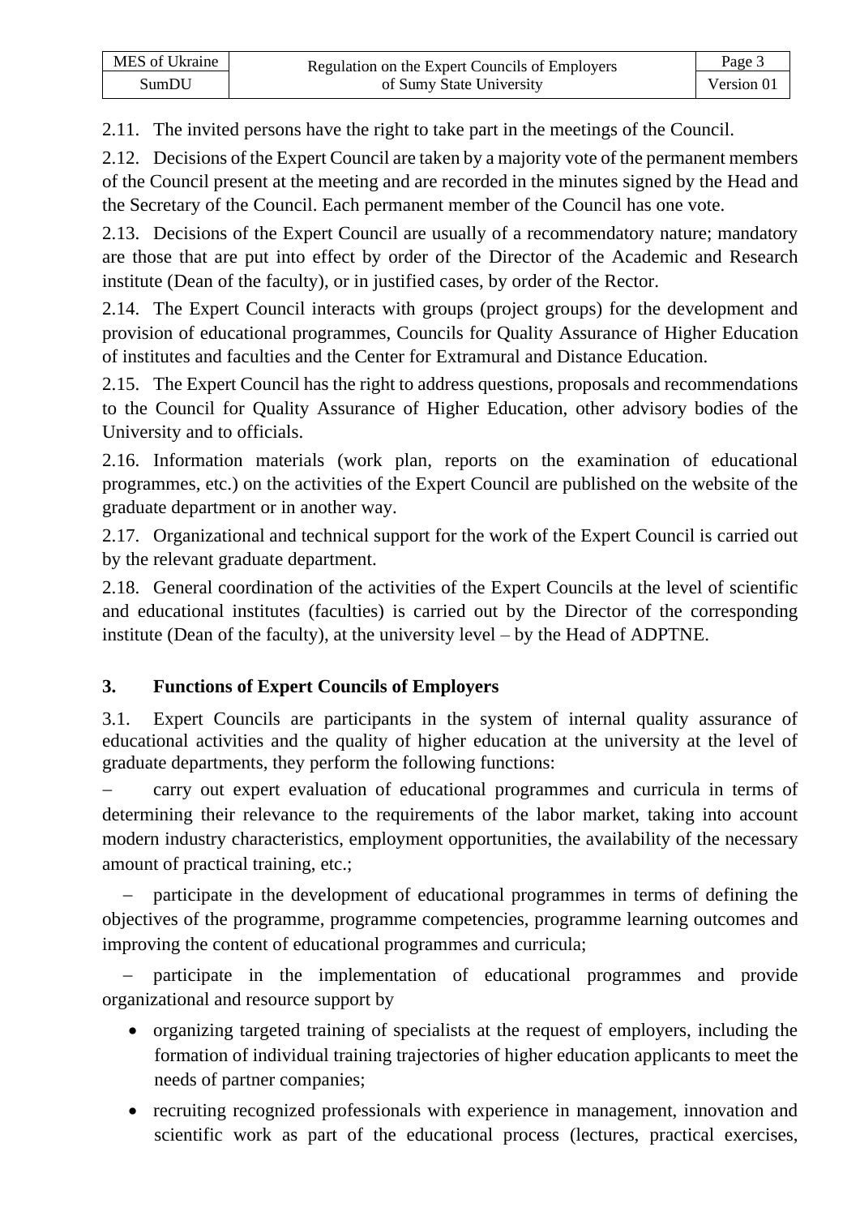2.11. The invited persons have the right to take part in the meetings of the Council.

2.12. Decisions of the Expert Council are taken by a majority vote of the permanent members of the Council present at the meeting and are recorded in the minutes signed by the Head and the Secretary of the Council. Each permanent member of the Council has one vote.

2.13. Decisions of the Expert Council are usually of a recommendatory nature; mandatory are those that are put into effect by order of the Director of the Academic and Research institute (Dean of the faculty), or in justified cases, by order of the Rector.

2.14. The Expert Council interacts with groups (project groups) for the development and provision of educational programmes, Councils for Quality Assurance of Higher Education of institutes and faculties and the Center for Extramural and Distance Education.

2.15. The Expert Council has the right to address questions, proposals and recommendations to the Council for Quality Assurance of Higher Education, other advisory bodies of the University and to officials.

2.16. Information materials (work plan, reports on the examination of educational programmes, etc.) on the activities of the Expert Council are published on the website of the graduate department or in another way.

2.17. Organizational and technical support for the work of the Expert Council is carried out by the relevant graduate department.

2.18. General coordination of the activities of the Expert Councils at the level of scientific and educational institutes (faculties) is carried out by the Director of the corresponding institute (Dean of the faculty), at the university level – by the Head of ADPTNE.

## 3. Functions of Expert Councils of Employers

3.1. Expert Councils are participants in the system of internal quality assurance of educational activities and the quality of higher education at the university at the level of graduate departments, they perform the following functions:

- carry out expert evaluation of educational programmes and curricula in terms of determining their relevance to the requirements of the labor market, taking into account modern industry characteristics, employment opportunities, the availability of the necessary amount of practical training, etc.;
- participate in the development of educational programmes in terms of defining the objectives of the programme, programme competencies, programme learning outcomes and improving the content of educational programmes and curricula;
- participate in the implementation of educational programmes and provide organizational and resource support by
  - organizing targeted training of specialists at the request of employers, including the formation of individual training trajectories of higher education applicants to meet the needs of partner companies;
  - recruiting recognized professionals with experience in management, innovation and scientific work as part of the educational process (lectures, practical exercises,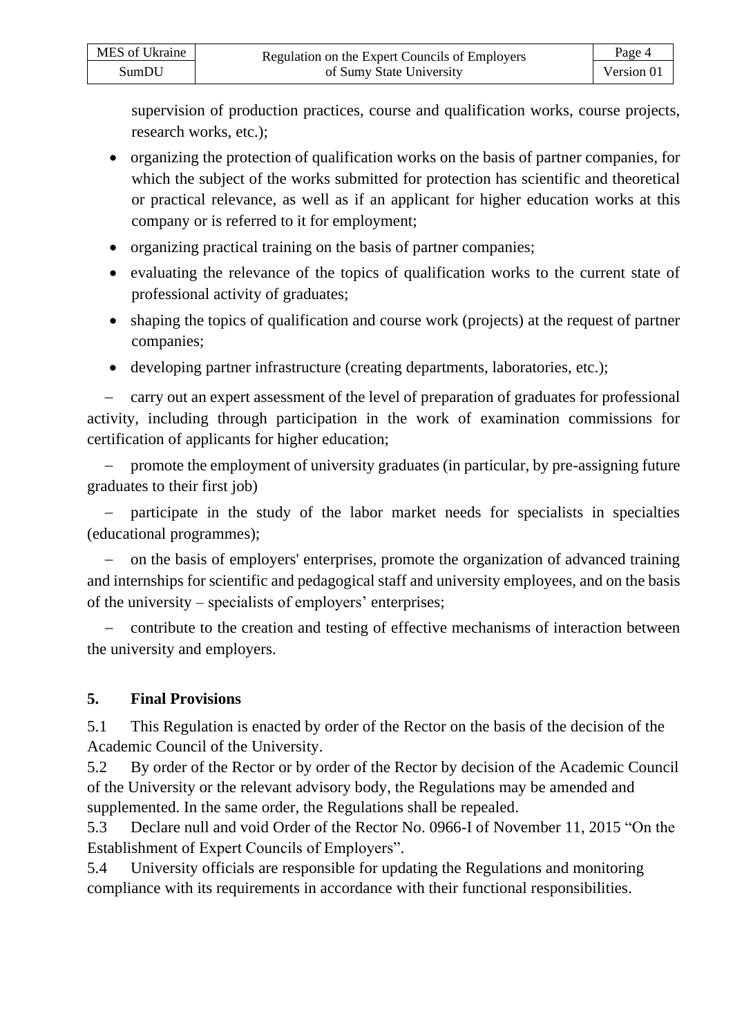supervision of production practices, course and qualification works, course projects, research works, etc.);

- organizing the protection of qualification works on the basis of partner companies, for which the subject of the works submitted for protection has scientific and theoretical or practical relevance, as well as if an applicant for higher education works at this company or is referred to it for employment;
- organizing practical training on the basis of partner companies;
- evaluating the relevance of the topics of qualification works to the current state of professional activity of graduates;
- shaping the topics of qualification and course work (projects) at the request of partner companies;
- developing partner infrastructure (creating departments, laboratories, etc.);

– carry out an expert assessment of the level of preparation of graduates for professional activity, including through participation in the work of examination commissions for certification of applicants for higher education;

– promote the employment of university graduates (in particular, by pre-assigning future graduates to their first job)

– participate in the study of the labor market needs for specialists in specialties (educational programmes);

– on the basis of employers' enterprises, promote the organization of advanced training and internships for scientific and pedagogical staff and university employees, and on the basis of the university – specialists of employers' enterprises;

– contribute to the creation and testing of effective mechanisms of interaction between the university and employers.

## 5. Final Provisions

5.1 This Regulation is enacted by order of the Rector on the basis of the decision of the Academic Council of the University.

5.2 By order of the Rector or by order of the Rector by decision of the Academic Council of the University or the relevant advisory body, the Regulations may be amended and supplemented. In the same order, the Regulations shall be repealed.

5.3 Declare null and void Order of the Rector No. 0966-I of November 11, 2015 "On the Establishment of Expert Councils of Employers".

5.4 University officials are responsible for updating the Regulations and monitoring compliance with its requirements in accordance with their functional responsibilities.